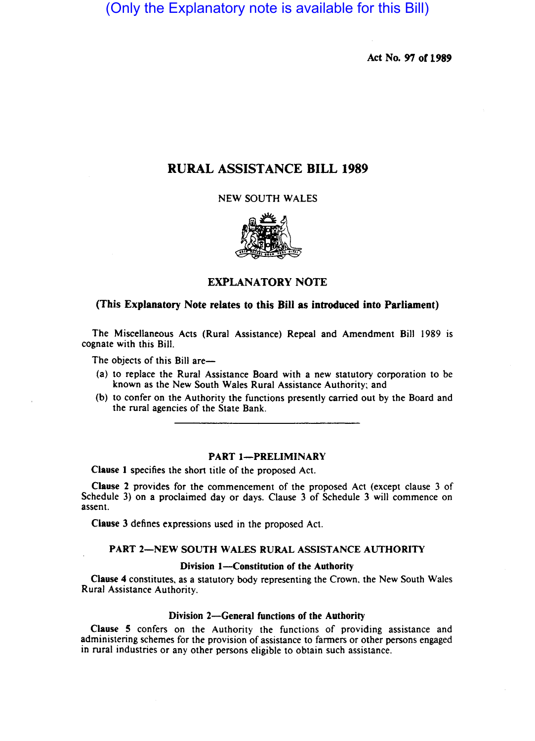(Only the Explanatory note is available for this Bill)

Act No. 97 of 1989

# RURAL ASSISTANCE BILL 1989

NEW SOUTH WALES

## EXPLANATORY NOTE

**(This Explanatory Note relates to this Bill as introduced into Parliament)**

The Miscellaneous Acts (Rural Assistance) Repeal and Amendment Bill 1989 is cognate with this Bill.

The objects of this Bill are—

(a) to replace the Rural Assistance Board with a new statutory corporation to be known as the New South Wales Rural Assistance Authority; and

(b) to confer on the Authority the functions presently carried out by the Board and the rural agencies of the State Bank.

### PART 1—PRELIMINARY

**Clause 1** specifies the short title of the proposed Act.

**Clause 2** provides for the commencement of the proposed Act (except clause 3 of Schedule 3) on a proclaimed day or days. Clause 3 of Schedule 3 will commence on assent.

**Clause 3** defines expressions used in the proposed Act.

### PART 2—NEW SOUTH WALES RURAL ASSISTANCE AUTHORITY

#### Division 1—Constitution of the Authority

**Clause 4** constitutes, as a statutory body representing the Crown, the New South Wales Rural Assistance Authority.

#### Division 2—General functions of the Authority

**Clause 5** confers on the Authority the functions of providing assistance and administering schemes for the provision of assistance to farmers or other persons engaged in rural industries or any other persons eligible to obtain such assistance.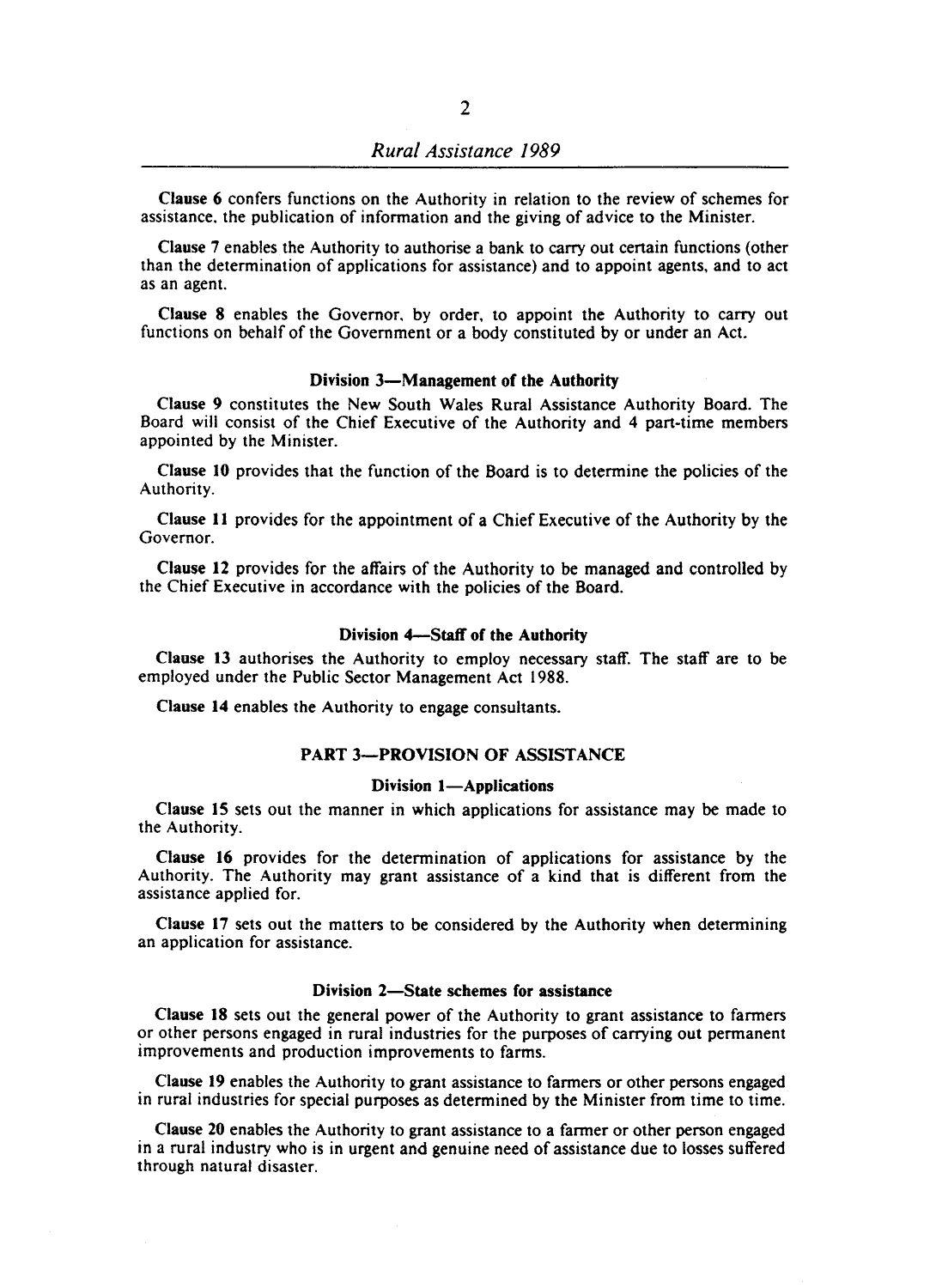**Clause 6** confers functions on the Authority in relation to the review of schemes for assistance, the publication of information and the giving of advice to the Minister.

**Clause 7** enables the Authority to authorise a bank to carry out certain functions (other than the determination of applications for assistance) and to appoint agents, and to act as an agent.

**Clause 8** enables the Governor, by order, to appoint the Authority to carry out functions on behalf of the Government or a body constituted by or under an Act.

#### Division 3—Management of the Authority

**Clause 9** constitutes the New South Wales Rural Assistance Authority Board. The Board will consist of the Chief Executive of the Authority and 4 part-time members appointed by the Minister.

**Clause 10** provides that the function of the Board is to determine the policies of the Authority.

**Clause 11** provides for the appointment of a Chief Executive of the Authority by the Governor.

**Clause 12** provides for the affairs of the Authority to be managed and controlled by the Chief Executive in accordance with the policies of the Board.

#### Division 4—Staff of the Authority

**Clause 13** authorises the Authority to employ necessary staff. The staff are to be employed under the Public Sector Management Act 1988.

**Clause 14** enables the Authority to engage consultants.

### PART 3—PROVISION OF ASSISTANCE

#### Division 1—Applications

**Clause 15** sets out the manner in which applications for assistance may be made to the Authority.

**Clause 16** provides for the determination of applications for assistance by the Authority. The Authority may grant assistance of a kind that is different from the assistance applied for.

**Clause 17** sets out the matters to be considered by the Authority when determining an application for assistance.

#### Division 2—State schemes for assistance

**Clause 18** sets out the general power of the Authority to grant assistance to farmers or other persons engaged in rural industries for the purposes of carrying out permanent improvements and production improvements to farms.

**Clause 19** enables the Authority to grant assistance to farmers or other persons engaged in rural industries for special purposes as determined by the Minister from time to time.

**Clause 20** enables the Authority to grant assistance to a farmer or other person engaged in a rural industry who is in urgent and genuine need of assistance due to losses suffered through natural disaster.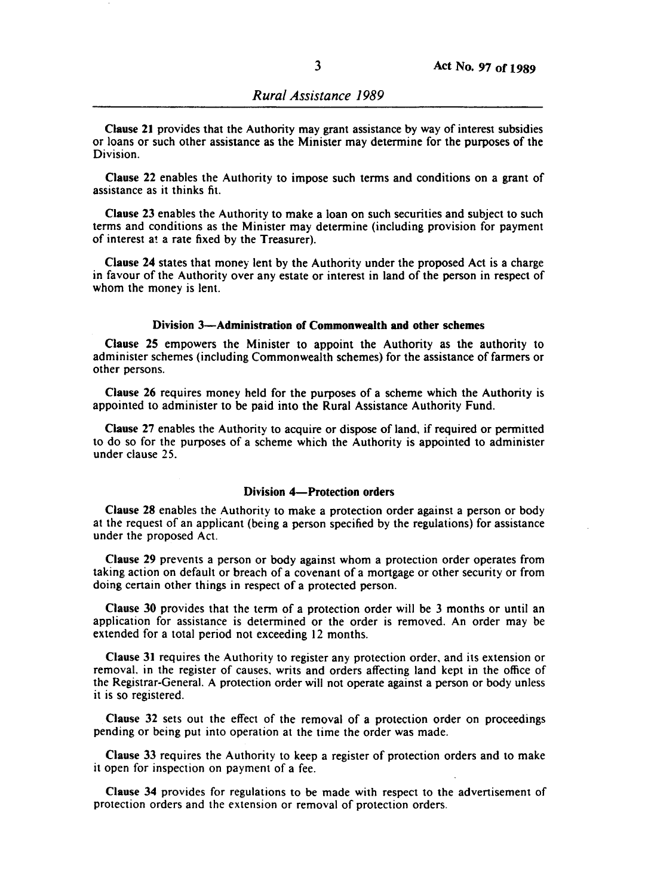**Clause 21** provides that the Authority may grant assistance by way of interest subsidies or loans or such other assistance as the Minister may determine for the purposes of the Division.

**Clause 22** enables the Authority to impose such terms and conditions on a grant of assistance as it thinks fit.

**Clause 23** enables the Authority to make a loan on such securities and subject to such terms and conditions as the Minister may determine (including provision for payment of interest at a rate fixed by the Treasurer).

**Clause 24** states that money lent by the Authority under the proposed Act is a charge in favour of the Authority over any estate or interest in land of the person in respect of whom the money is lent.

### Division 3—Administration of Commonwealth and other schemes

**Clause 25** empowers the Minister to appoint the Authority as the authority to administer schemes (including Commonwealth schemes) for the assistance of farmers or other persons.

**Clause 26** requires money held for the purposes of a scheme which the Authority is appointed to administer to be paid into the Rural Assistance Authority Fund.

**Clause 27** enables the Authority to acquire or dispose of land, if required or permitted to do so for the purposes of a scheme which the Authority is appointed to administer under clause 25.

### Division 4—Protection orders

**Clause 28** enables the Authority to make a protection order against a person or body at the request of an applicant (being a person specified by the regulations) for assistance under the proposed Act.

**Clause 29** prevents a person or body against whom a protection order operates from taking action on default or breach of a covenant of a mortgage or other security or from doing certain other things in respect of a protected person.

**Clause 30** provides that the term of a protection order will be 3 months or until an application for assistance is determined or the order is removed. An order may be extended for a total period not exceeding 12 months.

**Clause 31** requires the Authority to register any protection order, and its extension or removal, in the register of causes, writs and orders affecting land kept in the office of the Registrar-General. A protection order will not operate against a person or body unless it is so registered.

**Clause 32** sets out the effect of the removal of a protection order on proceedings pending or being put into operation at the time the order was made.

**Clause 33** requires the Authority to keep a register of protection orders and to make it open for inspection on payment of a fee.

**Clause 34** provides for regulations to be made with respect to the advertisement of protection orders and the extension or removal of protection orders.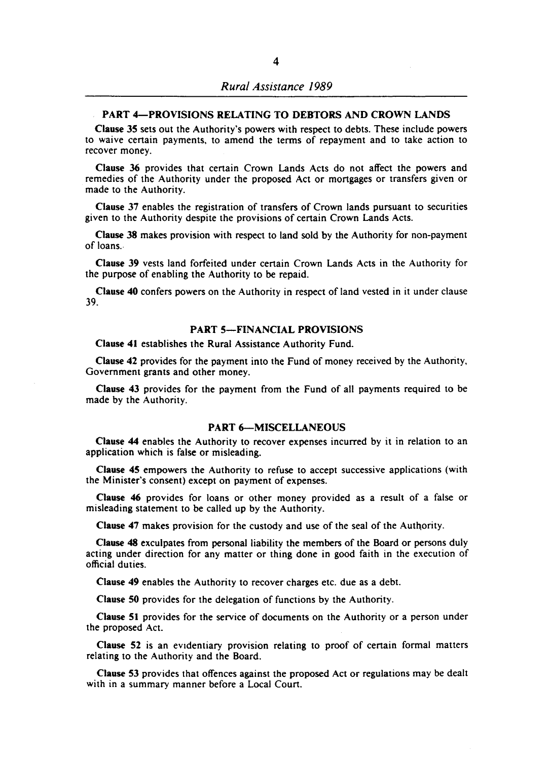## PART 4—PROVISIONS RELATING TO DEBTORS AND CROWN LANDS

**Clause 35** sets out the Authority's powers with respect to debts. These include powers to waive certain payments, to amend the terms of repayment and to take action to recover money.

**Clause 36** provides that certain Crown Lands Acts do not affect the powers and remedies of the Authority under the proposed Act or mortgages or transfers given or made to the Authority.

**Clause 37** enables the registration of transfers of Crown lands pursuant to securities given to the Authority despite the provisions of certain Crown Lands Acts.

**Clause 38** makes provision with respect to land sold by the Authority for non-payment of loans.

**Clause 39** vests land forfeited under certain Crown Lands Acts in the Authority for the purpose of enabling the Authority to be repaid.

**Clause 40** confers powers on the Authority in respect of land vested in it under clause 39.

## PART 5—FINANCIAL PROVISIONS

**Clause 41** establishes the Rural Assistance Authority Fund.

**Clause 42** provides for the payment into the Fund of money received by the Authority, Government grants and other money.

**Clause 43** provides for the payment from the Fund of all payments required to be made by the Authority.

## PART 6—MISCELLANEOUS

**Clause 44** enables the Authority to recover expenses incurred by it in relation to an application which is false or misleading.

**Clause 45** empowers the Authority to refuse to accept successive applications (with the Minister's consent) except on payment of expenses.

**Clause 46** provides for loans or other money provided as a result of a false or misleading statement to be called up by the Authority.

**Clause 47** makes provision for the custody and use of the seal of the Authority.

**Clause 48** exculpates from personal liability the members of the Board or persons duly acting under direction for any matter or thing done in good faith in the execution of official duties.

**Clause 49** enables the Authority to recover charges etc. due as a debt.

**Clause 50** provides for the delegation of functions by the Authority.

**Clause 51** provides for the service of documents on the Authority or a person under the proposed Act.

**Clause 52** is an evidentiary provision relating to proof of certain formal matters relating to the Authority and the Board.

**Clause 53** provides that offences against the proposed Act or regulations may be dealt with in a summary manner before a Local Court.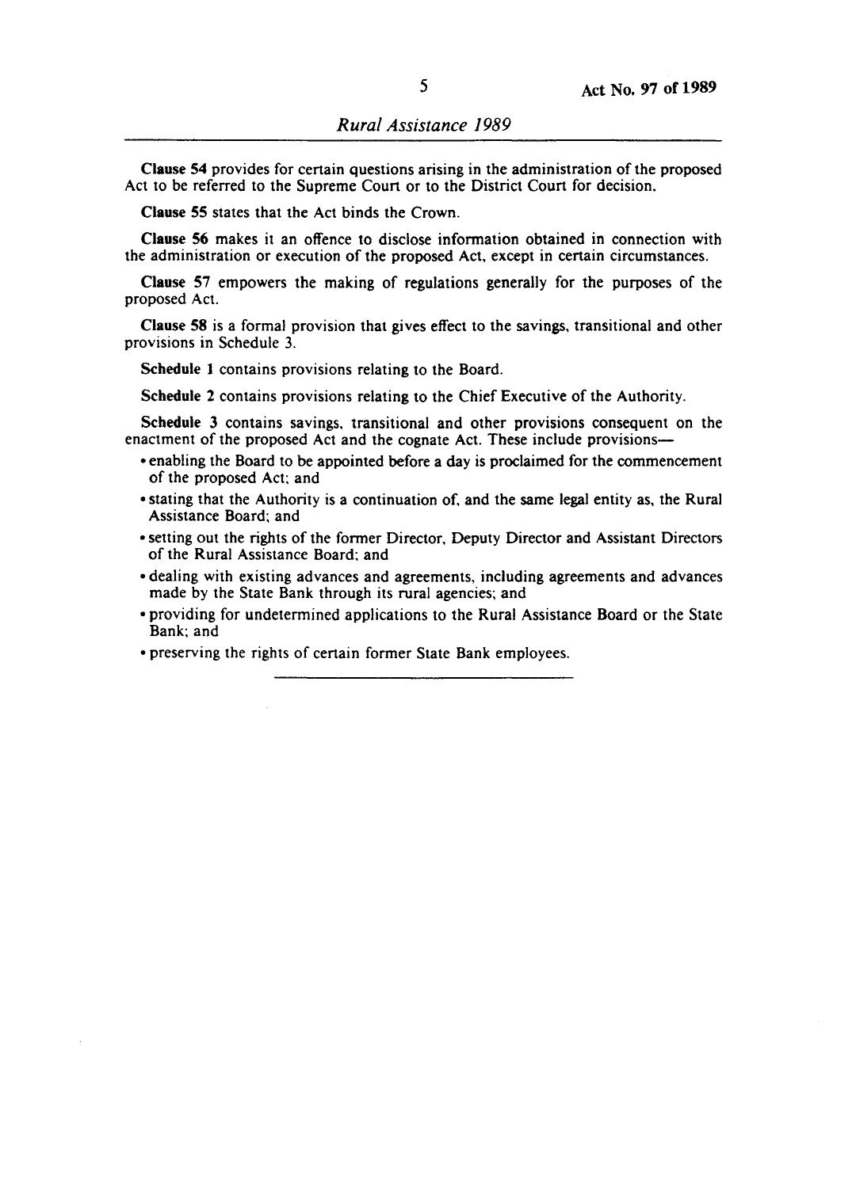**Clause 54** provides for certain questions arising in the administration of the proposed Act to be referred to the Supreme Court or to the District Court for decision.

**Clause 55** states that the Act binds the Crown.

**Clause 56** makes it an offence to disclose information obtained in connection with the administration or execution of the proposed Act, except in certain circumstances.

**Clause 57** empowers the making of regulations generally for the purposes of the proposed Act.

**Clause 58** is a formal provision that gives effect to the savings, transitional and other provisions in Schedule 3.

**Schedule 1** contains provisions relating to the Board.

**Schedule 2** contains provisions relating to the Chief Executive of the Authority.

**Schedule 3** contains savings, transitional and other provisions consequent on the enactment of the proposed Act and the cognate Act. These include provisions—

- enabling the Board to be appointed before a day is proclaimed for the commencement of the proposed Act; and
- stating that the Authority is a continuation of, and the same legal entity as, the Rural Assistance Board; and
- setting out the rights of the former Director, Deputy Director and Assistant Directors of the Rural Assistance Board; and
- dealing with existing advances and agreements, including agreements and advances made by the State Bank through its rural agencies; and
- providing for undetermined applications to the Rural Assistance Board or the State Bank; and
- preserving the rights of certain former State Bank employees.